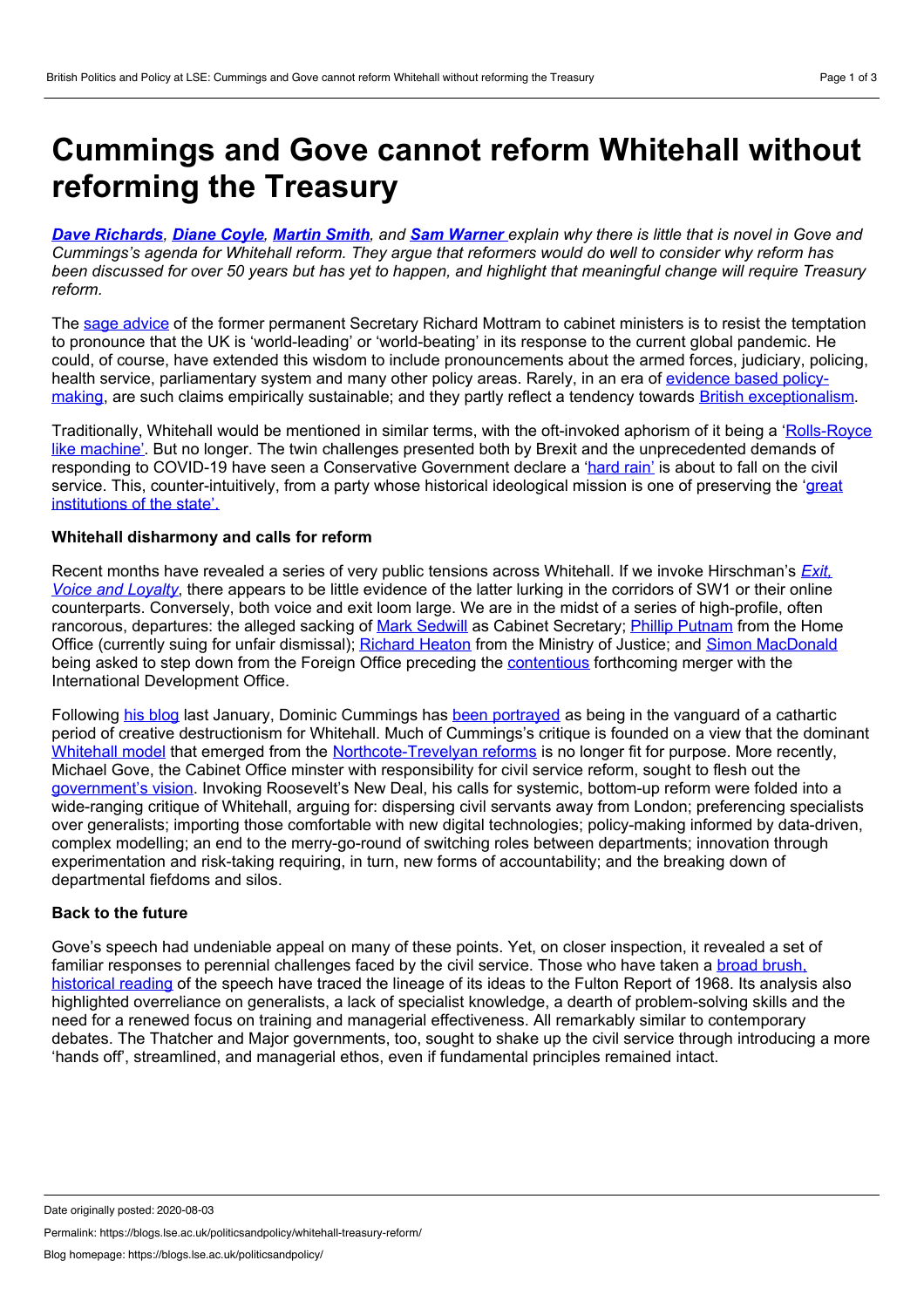# Cummings and Gove cannot reform Whitehall without reforming the Treasury

***Dave Richards**, **Diane Coyle**, **Martin Smith**, and **Sam Warner** explain why there is little that is novel in Gove and Cummings's agenda for Whitehall reform. They argue that reformers would do well to consider why reform has been discussed for over 50 years but has yet to happen, and highlight that meaningful change will require Treasury reform.*

The sage advice of the former permanent Secretary Richard Mottram to cabinet ministers is to resist the temptation to pronounce that the UK is 'world-leading' or 'world-beating' in its response to the current global pandemic. He could, of course, have extended this wisdom to include pronouncements about the armed forces, judiciary, policing, health service, parliamentary system and many other policy areas. Rarely, in an era of evidence based policy-making, are such claims empirically sustainable; and they partly reflect a tendency towards British exceptionalism.

Traditionally, Whitehall would be mentioned in similar terms, with the oft-invoked aphorism of it being a 'Rolls-Royce like machine'. But no longer. The twin challenges presented both by Brexit and the unprecedented demands of responding to COVID-19 have seen a Conservative Government declare a 'hard rain' is about to fall on the civil service. This, counter-intuitively, from a party whose historical ideological mission is one of preserving the 'great institutions of the state'.

### Whitehall disharmony and calls for reform

Recent months have revealed a series of very public tensions across Whitehall. If we invoke Hirschman's *Exit, Voice and Loyalty*, there appears to be little evidence of the latter lurking in the corridors of SW1 or their online counterparts. Conversely, both voice and exit loom large. We are in the midst of a series of high-profile, often rancorous, departures: the alleged sacking of Mark Sedwill as Cabinet Secretary; Phillip Putnam from the Home Office (currently suing for unfair dismissal); Richard Heaton from the Ministry of Justice; and Simon MacDonald being asked to step down from the Foreign Office preceding the contentious forthcoming merger with the International Development Office.

Following his blog last January, Dominic Cummings has been portrayed as being in the vanguard of a cathartic period of creative destructionism for Whitehall. Much of Cummings's critique is founded on a view that the dominant Whitehall model that emerged from the Northcote-Trevelyan reforms is no longer fit for purpose. More recently, Michael Gove, the Cabinet Office minster with responsibility for civil service reform, sought to flesh out the government's vision. Invoking Roosevelt's New Deal, his calls for systemic, bottom-up reform were folded into a wide-ranging critique of Whitehall, arguing for: dispersing civil servants away from London; preferencing specialists over generalists; importing those comfortable with new digital technologies; policy-making informed by data-driven, complex modelling; an end to the merry-go-round of switching roles between departments; innovation through experimentation and risk-taking requiring, in turn, new forms of accountability; and the breaking down of departmental fiefdoms and silos.

### Back to the future

Gove's speech had undeniable appeal on many of these points. Yet, on closer inspection, it revealed a set of familiar responses to perennial challenges faced by the civil service. Those who have taken a broad brush, historical reading of the speech have traced the lineage of its ideas to the Fulton Report of 1968. Its analysis also highlighted overreliance on generalists, a lack of specialist knowledge, a dearth of problem-solving skills and the need for a renewed focus on training and managerial effectiveness. All remarkably similar to contemporary debates. The Thatcher and Major governments, too, sought to shake up the civil service through introducing a more 'hands off', streamlined, and managerial ethos, even if fundamental principles remained intact.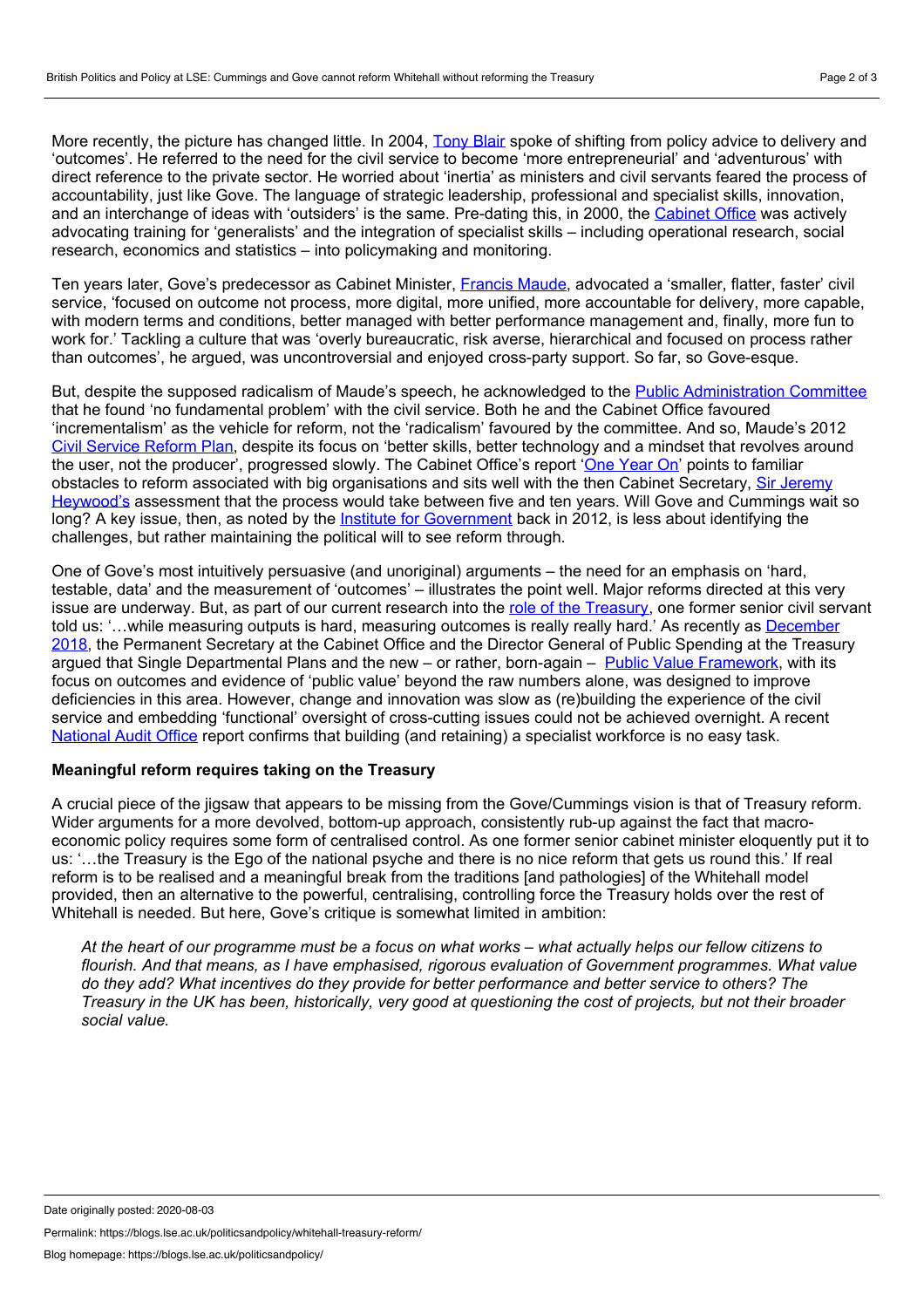More recently, the picture has changed little. In 2004, Tony Blair spoke of shifting from policy advice to delivery and 'outcomes'. He referred to the need for the civil service to become 'more entrepreneurial' and 'adventurous' with direct reference to the private sector. He worried about 'inertia' as ministers and civil servants feared the process of accountability, just like Gove. The language of strategic leadership, professional and specialist skills, innovation, and an interchange of ideas with 'outsiders' is the same. Pre-dating this, in 2000, the Cabinet Office was actively advocating training for 'generalists' and the integration of specialist skills – including operational research, social research, economics and statistics – into policymaking and monitoring.

Ten years later, Gove's predecessor as Cabinet Minister, Francis Maude, advocated a 'smaller, flatter, faster' civil service, 'focused on outcome not process, more digital, more unified, more accountable for delivery, more capable, with modern terms and conditions, better managed with better performance management and, finally, more fun to work for.' Tackling a culture that was 'overly bureaucratic, risk averse, hierarchical and focused on process rather than outcomes', he argued, was uncontroversial and enjoyed cross-party support. So far, so Gove-esque.

But, despite the supposed radicalism of Maude's speech, he acknowledged to the Public Administration Committee that he found 'no fundamental problem' with the civil service. Both he and the Cabinet Office favoured 'incrementalism' as the vehicle for reform, not the 'radicalism' favoured by the committee. And so, Maude's 2012 Civil Service Reform Plan, despite its focus on 'better skills, better technology and a mindset that revolves around the user, not the producer', progressed slowly. The Cabinet Office's report 'One Year On' points to familiar obstacles to reform associated with big organisations and sits well with the then Cabinet Secretary, Sir Jeremy Heywood's assessment that the process would take between five and ten years. Will Gove and Cummings wait so long? A key issue, then, as noted by the Institute for Government back in 2012, is less about identifying the challenges, but rather maintaining the political will to see reform through.

One of Gove's most intuitively persuasive (and unoriginal) arguments – the need for an emphasis on 'hard, testable, data' and the measurement of 'outcomes' – illustrates the point well. Major reforms directed at this very issue are underway. But, as part of our current research into the role of the Treasury, one former senior civil servant told us: '…while measuring outputs is hard, measuring outcomes is really really hard.' As recently as December 2018, the Permanent Secretary at the Cabinet Office and the Director General of Public Spending at the Treasury argued that Single Departmental Plans and the new – or rather, born-again – Public Value Framework, with its focus on outcomes and evidence of 'public value' beyond the raw numbers alone, was designed to improve deficiencies in this area. However, change and innovation was slow as (re)building the experience of the civil service and embedding 'functional' oversight of cross-cutting issues could not be achieved overnight. A recent National Audit Office report confirms that building (and retaining) a specialist workforce is no easy task.

**Meaningful reform requires taking on the Treasury**

A crucial piece of the jigsaw that appears to be missing from the Gove/Cummings vision is that of Treasury reform. Wider arguments for a more devolved, bottom-up approach, consistently rub-up against the fact that macro-economic policy requires some form of centralised control. As one former senior cabinet minister eloquently put it to us: '…the Treasury is the Ego of the national psyche and there is no nice reform that gets us round this.' If real reform is to be realised and a meaningful break from the traditions [and pathologies] of the Whitehall model provided, then an alternative to the powerful, centralising, controlling force the Treasury holds over the rest of Whitehall is needed. But here, Gove's critique is somewhat limited in ambition:

> *At the heart of our programme must be a focus on what works – what actually helps our fellow citizens to flourish. And that means, as I have emphasised, rigorous evaluation of Government programmes. What value do they add? What incentives do they provide for better performance and better service to others? The Treasury in the UK has been, historically, very good at questioning the cost of projects, but not their broader social value.*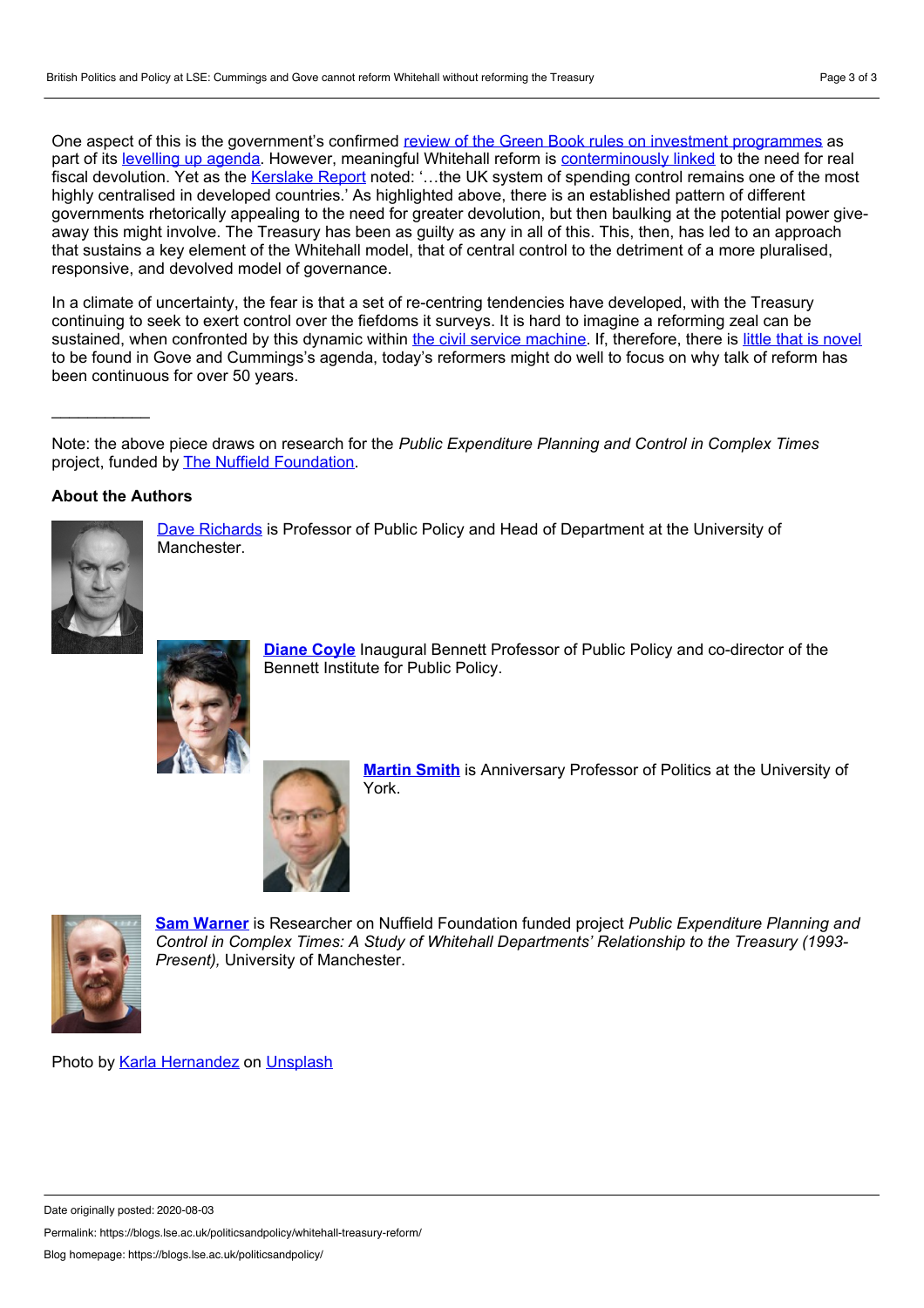One aspect of this is the government's confirmed review of the Green Book rules on investment programmes as part of its levelling up agenda. However, meaningful Whitehall reform is conterminously linked to the need for real fiscal devolution. Yet as the Kerslake Report noted: '…the UK system of spending control remains one of the most highly centralised in developed countries.' As highlighted above, there is an established pattern of different governments rhetorically appealing to the need for greater devolution, but then baulking at the potential power give-away this might involve. The Treasury has been as guilty as any in all of this. This, then, has led to an approach that sustains a key element of the Whitehall model, that of central control to the detriment of a more pluralised, responsive, and devolved model of governance.

In a climate of uncertainty, the fear is that a set of re-centring tendencies have developed, with the Treasury continuing to seek to exert control over the fiefdoms it surveys. It is hard to imagine a reforming zeal can be sustained, when confronted by this dynamic within the civil service machine. If, therefore, there is little that is novel to be found in Gove and Cummings's agenda, today's reformers might do well to focus on why talk of reform has been continuous for over 50 years.

___________

Note: the above piece draws on research for the *Public Expenditure Planning and Control in Complex Times* project, funded by The Nuffield Foundation.

**About the Authors**

Dave Richards is Professor of Public Policy and Head of Department at the University of Manchester.

**Diane Coyle** Inaugural Bennett Professor of Public Policy and co-director of the Bennett Institute for Public Policy.

**Martin Smith** is Anniversary Professor of Politics at the University of York.

**Sam Warner** is Researcher on Nuffield Foundation funded project *Public Expenditure Planning and Control in Complex Times: A Study of Whitehall Departments' Relationship to the Treasury (1993-Present),* University of Manchester.

Photo by Karla Hernandez on Unsplash

Date originally posted: 2020-08-03

Permalink: https://blogs.lse.ac.uk/politicsandpolicy/whitehall-treasury-reform/

Blog homepage: https://blogs.lse.ac.uk/politicsandpolicy/